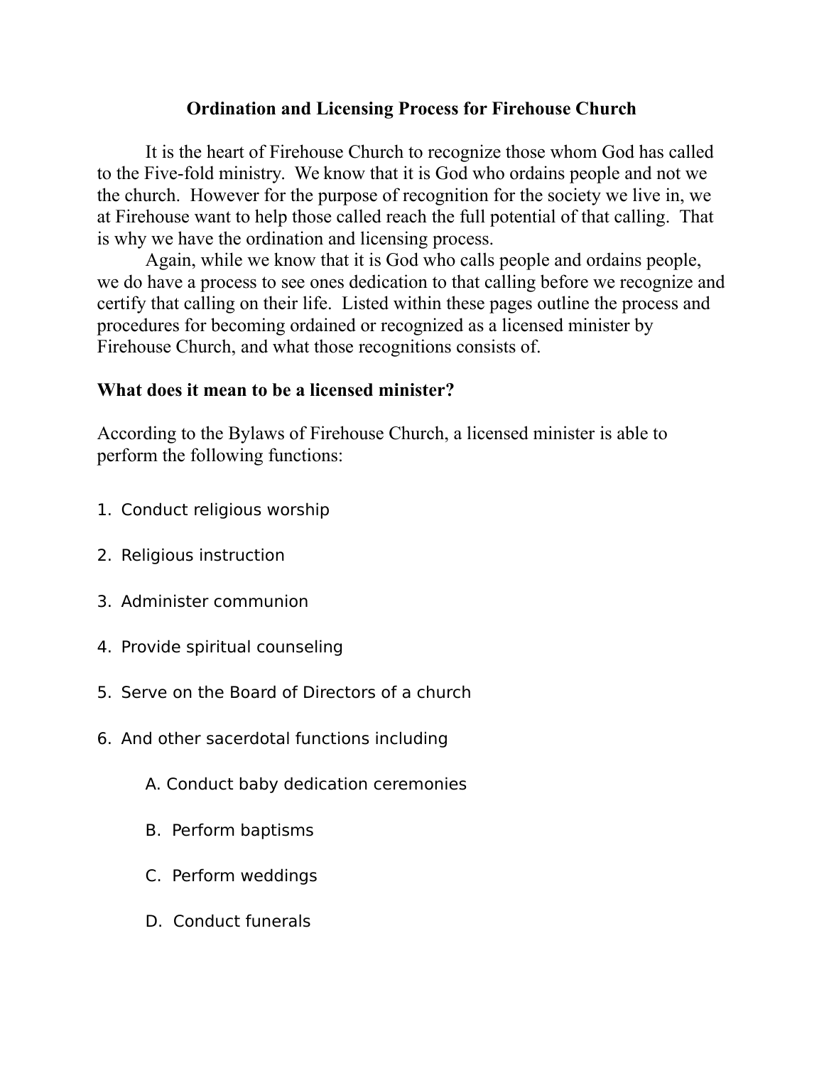# Ordination and Licensing Process for Firehouse Church

It is the heart of Firehouse Church to recognize those whom God has called to the Five-fold ministry. We know that it is God who ordains people and not we the church. However for the purpose of recognition for the society we live in, we at Firehouse want to help those called reach the full potential of that calling. That is why we have the ordination and licensing process.

Again, while we know that it is God who calls people and ordains people, we do have a process to see ones dedication to that calling before we recognize and certify that calling on their life. Listed within these pages outline the process and procedures for becoming ordained or recognized as a licensed minister by Firehouse Church, and what those recognitions consists of.

## What does it mean to be a licensed minister?

According to the Bylaws of Firehouse Church, a licensed minister is able to perform the following functions:

1. Conduct religious worship
2. Religious instruction
3. Administer communion
4. Provide spiritual counseling
5. Serve on the Board of Directors of a church
6. And other sacerdotal functions including
   - A. Conduct baby dedication ceremonies
   - B. Perform baptisms
   - C. Perform weddings
   - D. Conduct funerals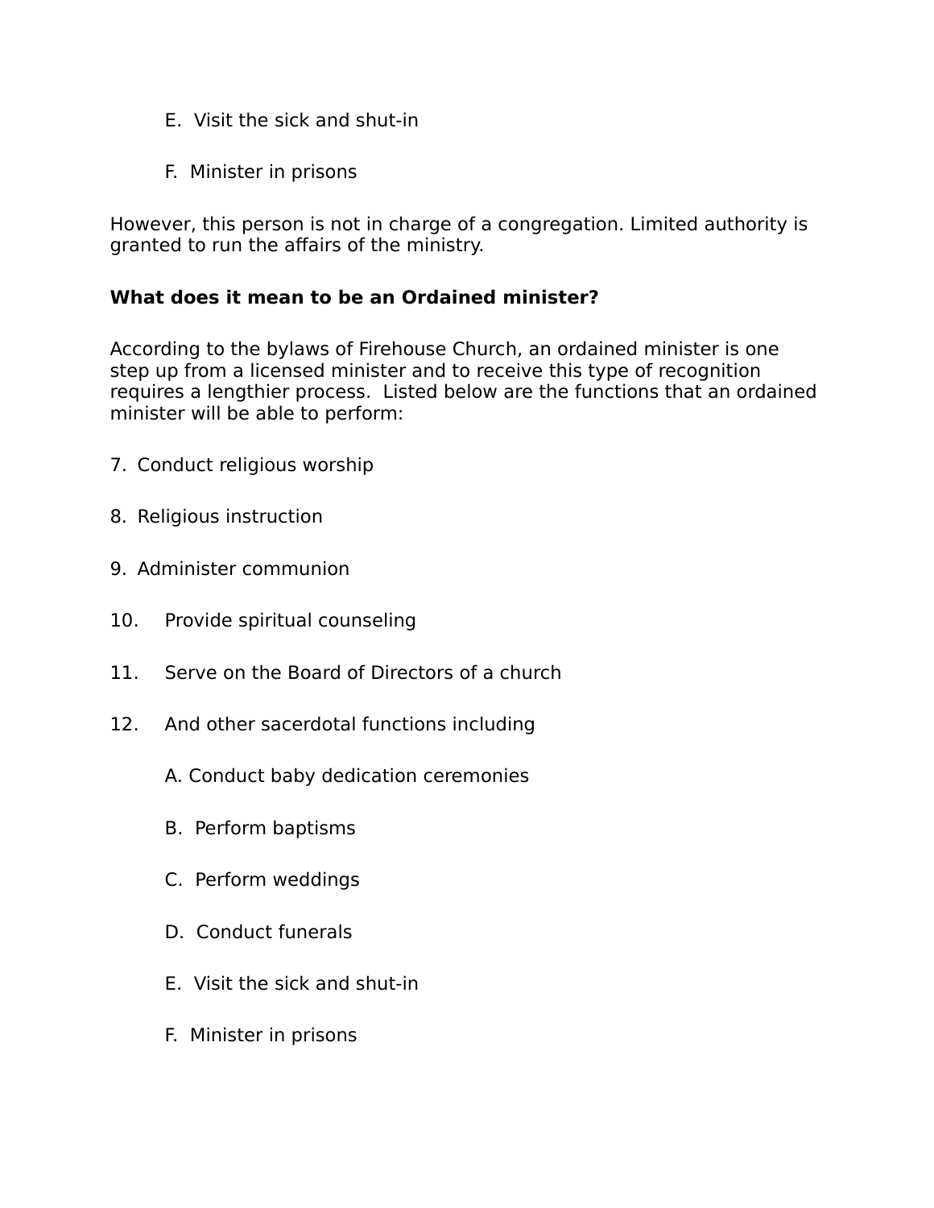E. Visit the sick and shut-in

F. Minister in prisons

However, this person is not in charge of a congregation. Limited authority is granted to run the affairs of the ministry.

**What does it mean to be an Ordained minister?**

According to the bylaws of Firehouse Church, an ordained minister is one step up from a licensed minister and to receive this type of recognition requires a lengthier process. Listed below are the functions that an ordained minister will be able to perform:

7. Conduct religious worship

8. Religious instruction

9. Administer communion

10. Provide spiritual counseling

11. Serve on the Board of Directors of a church

12. And other sacerdotal functions including

    A. Conduct baby dedication ceremonies

    B. Perform baptisms

    C. Perform weddings

    D. Conduct funerals

    E. Visit the sick and shut-in

    F. Minister in prisons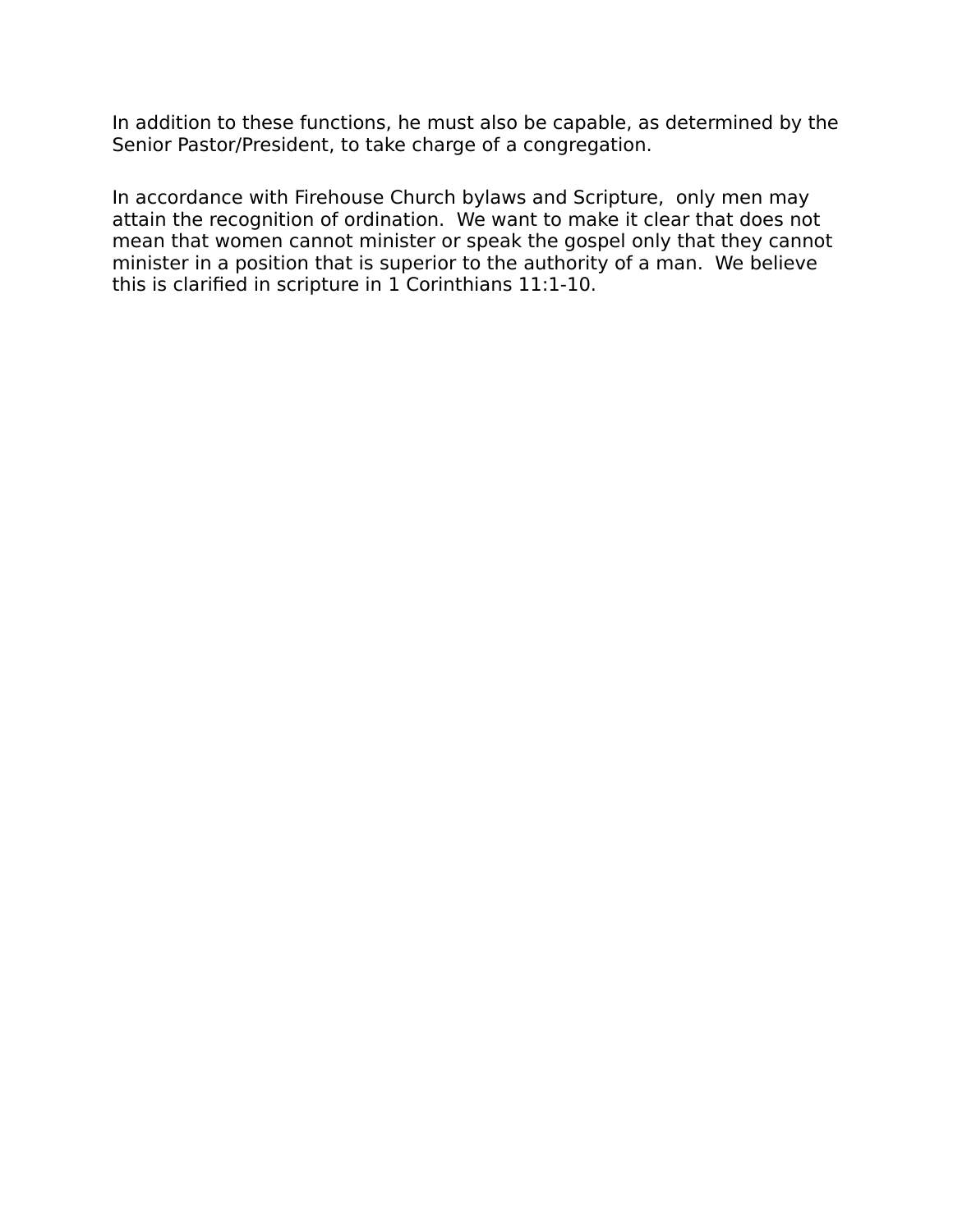In addition to these functions, he must also be capable, as determined by the Senior Pastor/President, to take charge of a congregation.

In accordance with Firehouse Church bylaws and Scripture,  only men may attain the recognition of ordination.  We want to make it clear that does not mean that women cannot minister or speak the gospel only that they cannot minister in a position that is superior to the authority of a man.  We believe this is clarified in scripture in 1 Corinthians 11:1-10.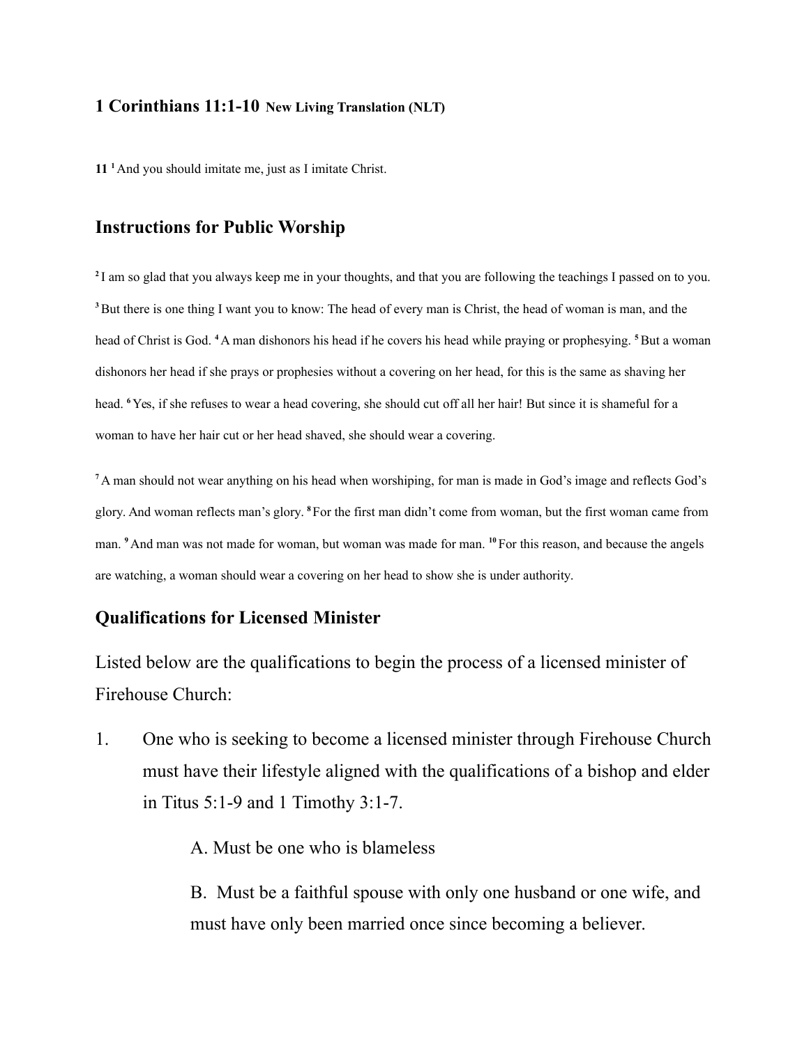## 1 Corinthians 11:1-10 New Living Translation (NLT)

**11** [1] And you should imitate me, just as I imitate Christ.

## Instructions for Public Worship

[2] I am so glad that you always keep me in your thoughts, and that you are following the teachings I passed on to you. [3] But there is one thing I want you to know: The head of every man is Christ, the head of woman is man, and the head of Christ is God. [4] A man dishonors his head if he covers his head while praying or prophesying. [5] But a woman dishonors her head if she prays or prophesies without a covering on her head, for this is the same as shaving her head. [6] Yes, if she refuses to wear a head covering, she should cut off all her hair! But since it is shameful for a woman to have her hair cut or her head shaved, she should wear a covering.

[7] A man should not wear anything on his head when worshiping, for man is made in God's image and reflects God's glory. And woman reflects man's glory. [8] For the first man didn't come from woman, but the first woman came from man. [9] And man was not made for woman, but woman was made for man. [10] For this reason, and because the angels are watching, a woman should wear a covering on her head to show she is under authority.

## Qualifications for Licensed Minister

Listed below are the qualifications to begin the process of a licensed minister of Firehouse Church:

1. One who is seeking to become a licensed minister through Firehouse Church must have their lifestyle aligned with the qualifications of a bishop and elder in Titus 5:1-9 and 1 Timothy 3:1-7.

   A. Must be one who is blameless

   B. Must be a faithful spouse with only one husband or one wife, and must have only been married once since becoming a believer.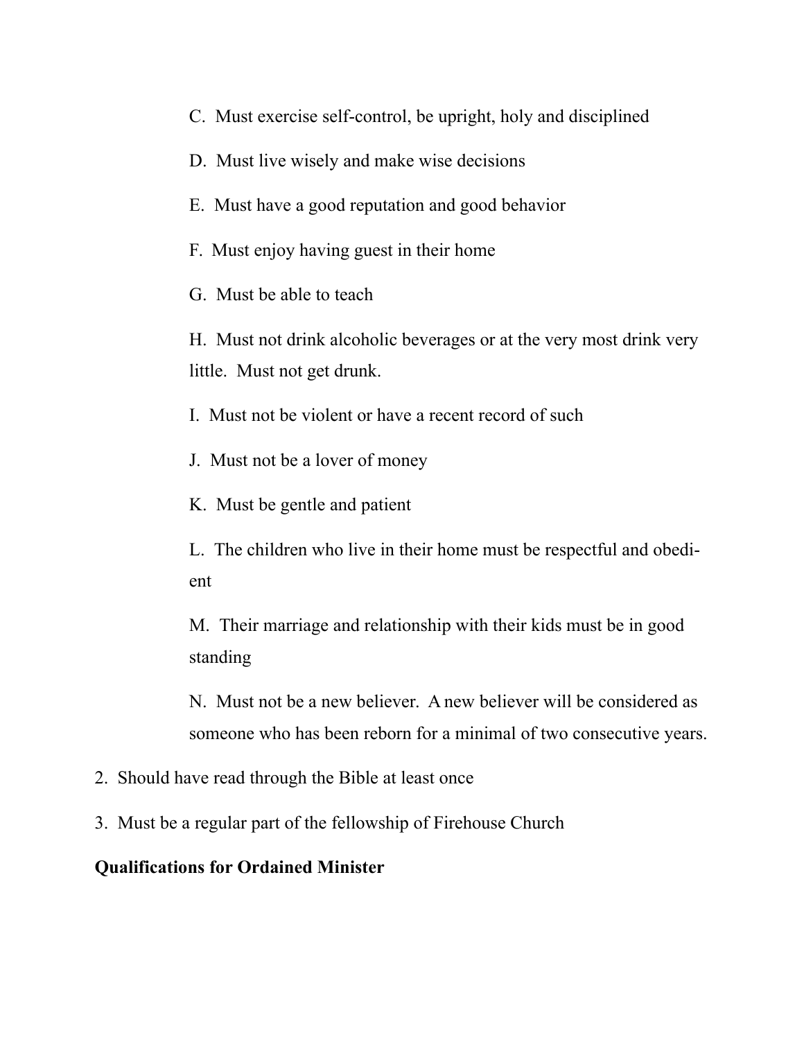C. Must exercise self-control, be upright, holy and disciplined

D. Must live wisely and make wise decisions

E. Must have a good reputation and good behavior

F. Must enjoy having guest in their home

G. Must be able to teach

H. Must not drink alcoholic beverages or at the very most drink very little. Must not get drunk.

I. Must not be violent or have a recent record of such

J. Must not be a lover of money

K. Must be gentle and patient

L. The children who live in their home must be respectful and obedient

M. Their marriage and relationship with their kids must be in good standing

N. Must not be a new believer. A new believer will be considered as someone who has been reborn for a minimal of two consecutive years.

2. Should have read through the Bible at least once

3. Must be a regular part of the fellowship of Firehouse Church

**Qualifications for Ordained Minister**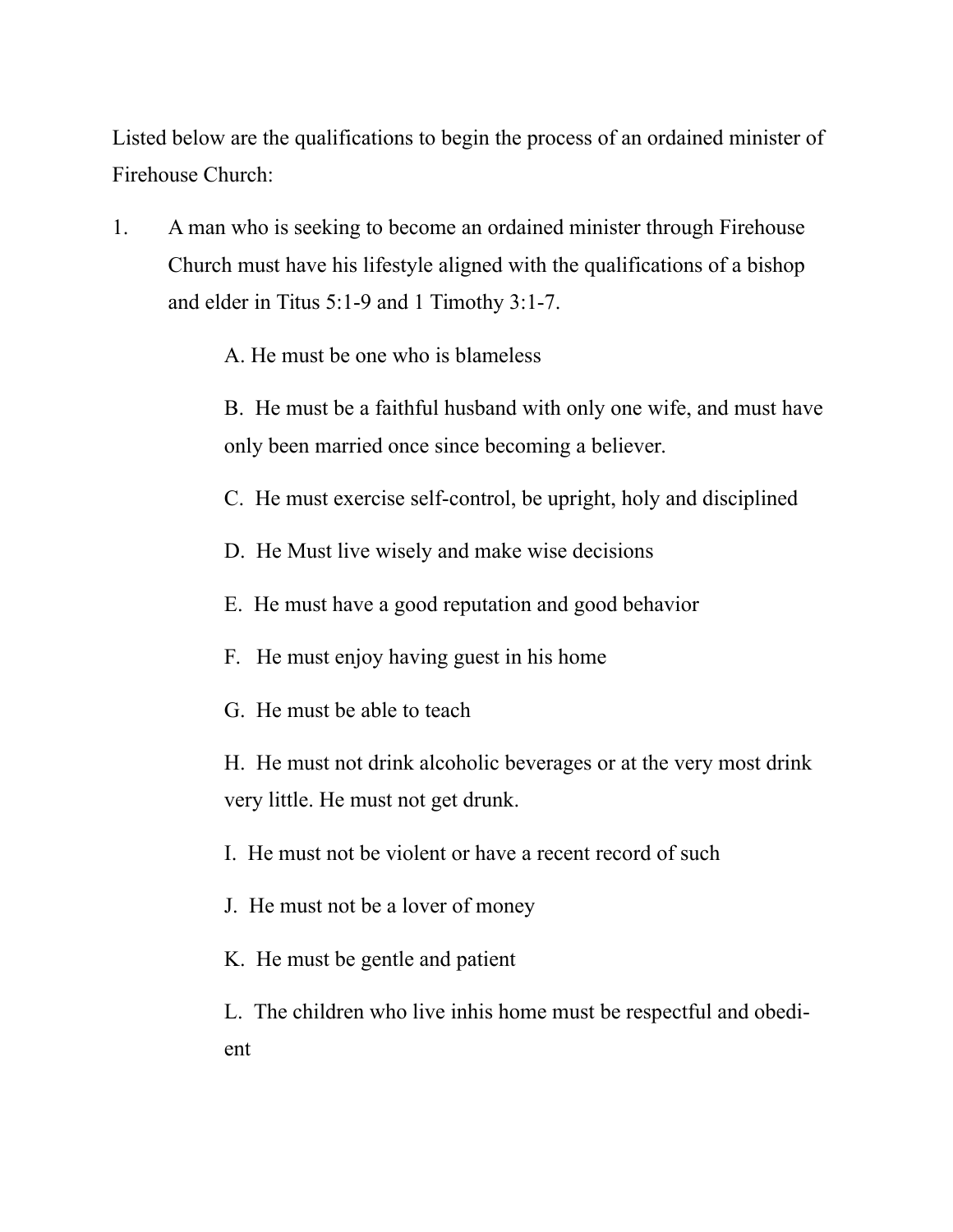Listed below are the qualifications to begin the process of an ordained minister of Firehouse Church:

1. A man who is seeking to become an ordained minister through Firehouse Church must have his lifestyle aligned with the qualifications of a bishop and elder in Titus 5:1-9 and 1 Timothy 3:1-7.

    A. He must be one who is blameless

    B. He must be a faithful husband with only one wife, and must have only been married once since becoming a believer.

    C. He must exercise self-control, be upright, holy and disciplined

    D. He Must live wisely and make wise decisions

    E. He must have a good reputation and good behavior

    F. He must enjoy having guest in his home

    G. He must be able to teach

    H. He must not drink alcoholic beverages or at the very most drink very little. He must not get drunk.

    I. He must not be violent or have a recent record of such

    J. He must not be a lover of money

    K. He must be gentle and patient

    L. The children who live inhis home must be respectful and obedient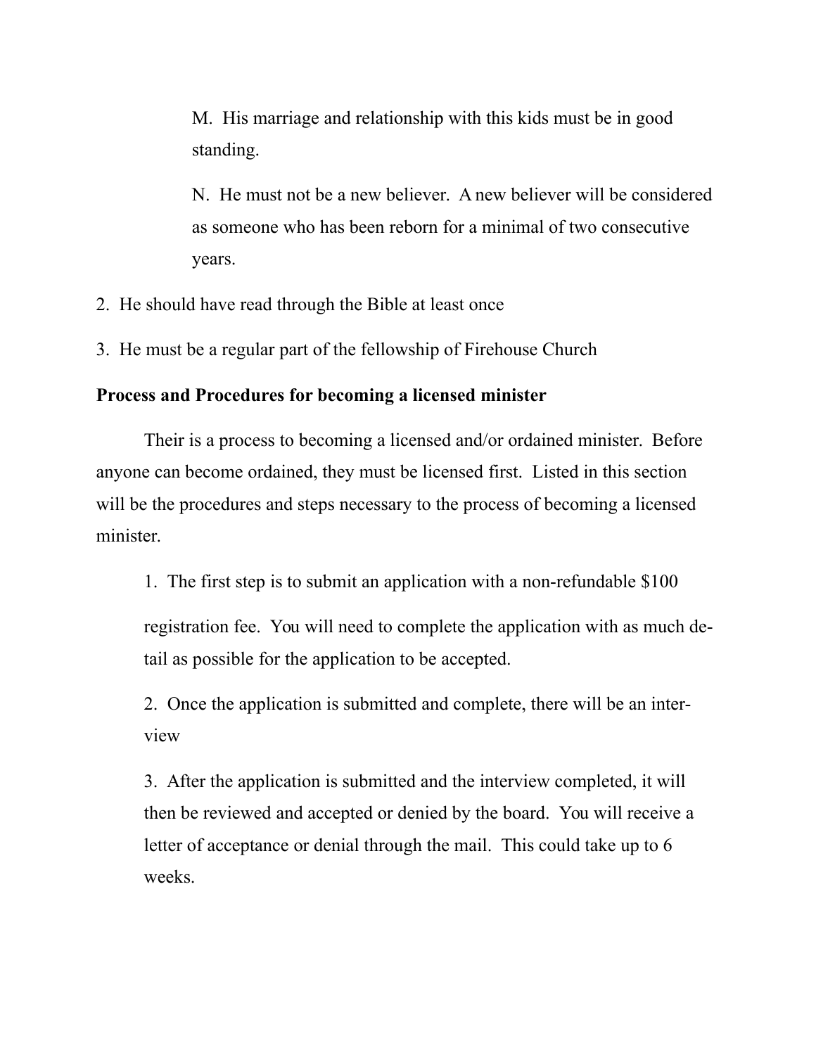M. His marriage and relationship with this kids must be in good standing.

N. He must not be a new believer. A new believer will be considered as someone who has been reborn for a minimal of two consecutive years.

2. He should have read through the Bible at least once

3. He must be a regular part of the fellowship of Firehouse Church

**Process and Procedures for becoming a licensed minister**

Their is a process to becoming a licensed and/or ordained minister. Before anyone can become ordained, they must be licensed first. Listed in this section will be the procedures and steps necessary to the process of becoming a licensed minister.

1. The first step is to submit an application with a non-refundable $100 registration fee. You will need to complete the application with as much detail as possible for the application to be accepted.

2. Once the application is submitted and complete, there will be an interview

3. After the application is submitted and the interview completed, it will then be reviewed and accepted or denied by the board. You will receive a letter of acceptance or denial through the mail. This could take up to 6 weeks.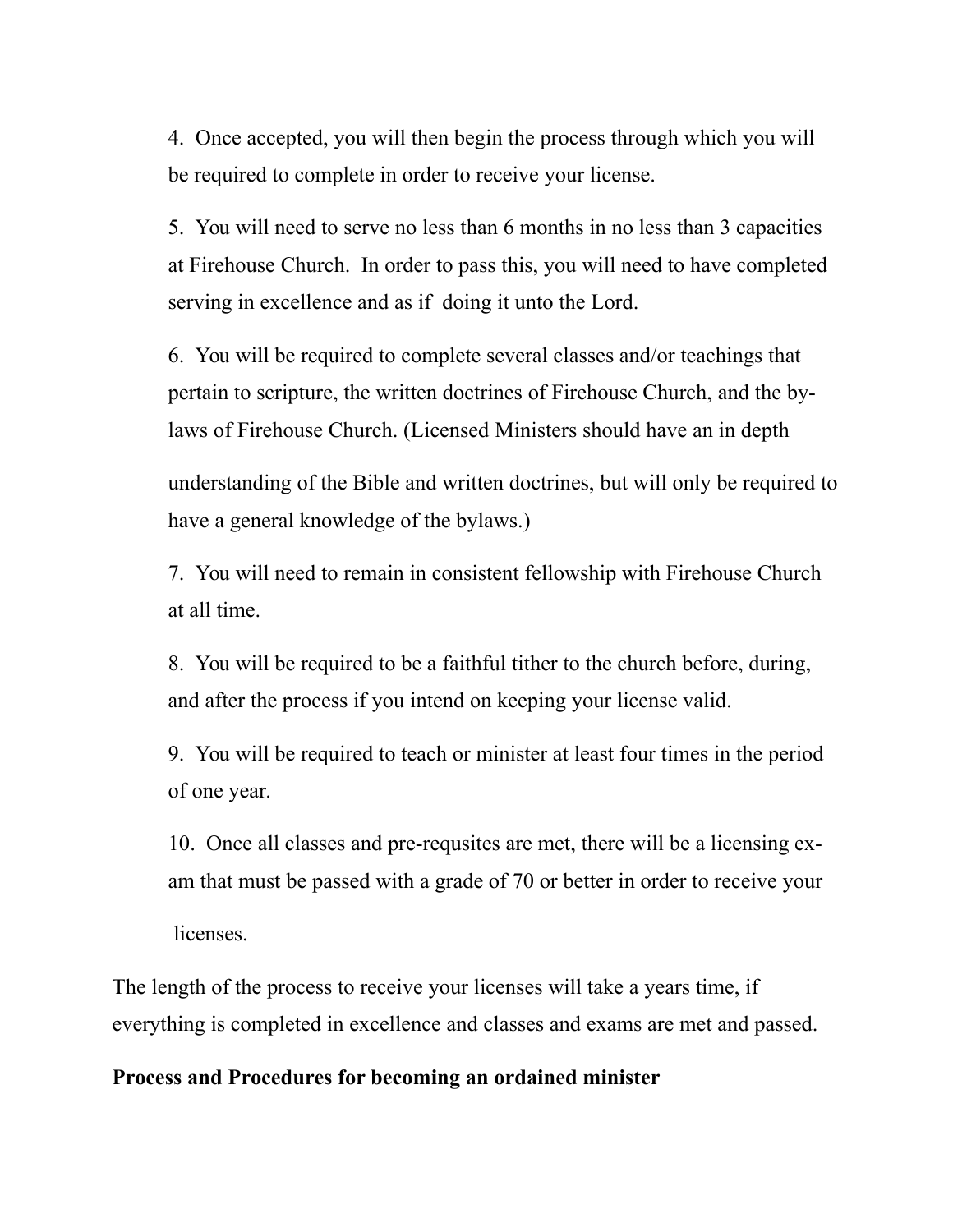4. Once accepted, you will then begin the process through which you will be required to complete in order to receive your license.

5. You will need to serve no less than 6 months in no less than 3 capacities at Firehouse Church. In order to pass this, you will need to have completed serving in excellence and as if doing it unto the Lord.

6. You will be required to complete several classes and/or teachings that pertain to scripture, the written doctrines of Firehouse Church, and the by-laws of Firehouse Church. (Licensed Ministers should have an in depth understanding of the Bible and written doctrines, but will only be required to have a general knowledge of the bylaws.)

7. You will need to remain in consistent fellowship with Firehouse Church at all time.

8. You will be required to be a faithful tither to the church before, during, and after the process if you intend on keeping your license valid.

9. You will be required to teach or minister at least four times in the period of one year.

10. Once all classes and pre-requsites are met, there will be a licensing exam that must be passed with a grade of 70 or better in order to receive your licenses.

The length of the process to receive your licenses will take a years time, if everything is completed in excellence and classes and exams are met and passed.

**Process and Procedures for becoming an ordained minister**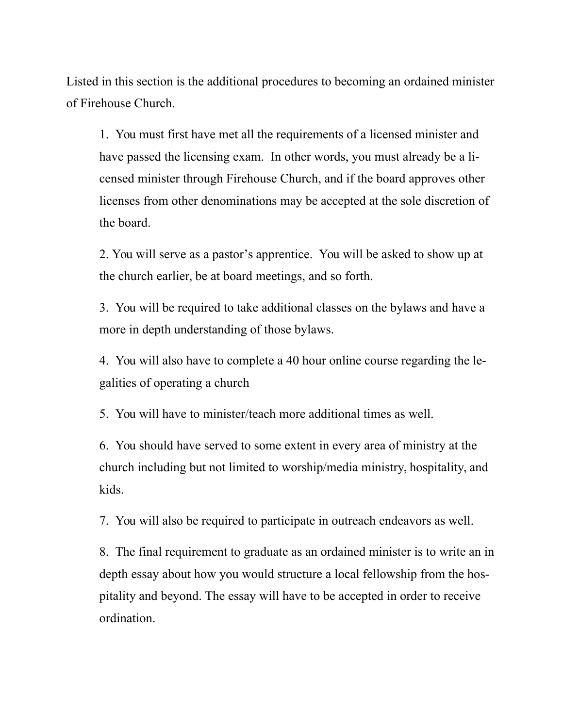Listed in this section is the additional procedures to becoming an ordained minister of Firehouse Church.

1. You must first have met all the requirements of a licensed minister and have passed the licensing exam. In other words, you must already be a licensed minister through Firehouse Church, and if the board approves other licenses from other denominations may be accepted at the sole discretion of the board.

2. You will serve as a pastor's apprentice. You will be asked to show up at the church earlier, be at board meetings, and so forth.

3. You will be required to take additional classes on the bylaws and have a more in depth understanding of those bylaws.

4. You will also have to complete a 40 hour online course regarding the legalities of operating a church

5. You will have to minister/teach more additional times as well.

6. You should have served to some extent in every area of ministry at the church including but not limited to worship/media ministry, hospitality, and kids.

7. You will also be required to participate in outreach endeavors as well.

8. The final requirement to graduate as an ordained minister is to write an in depth essay about how you would structure a local fellowship from the hospitality and beyond. The essay will have to be accepted in order to receive ordination.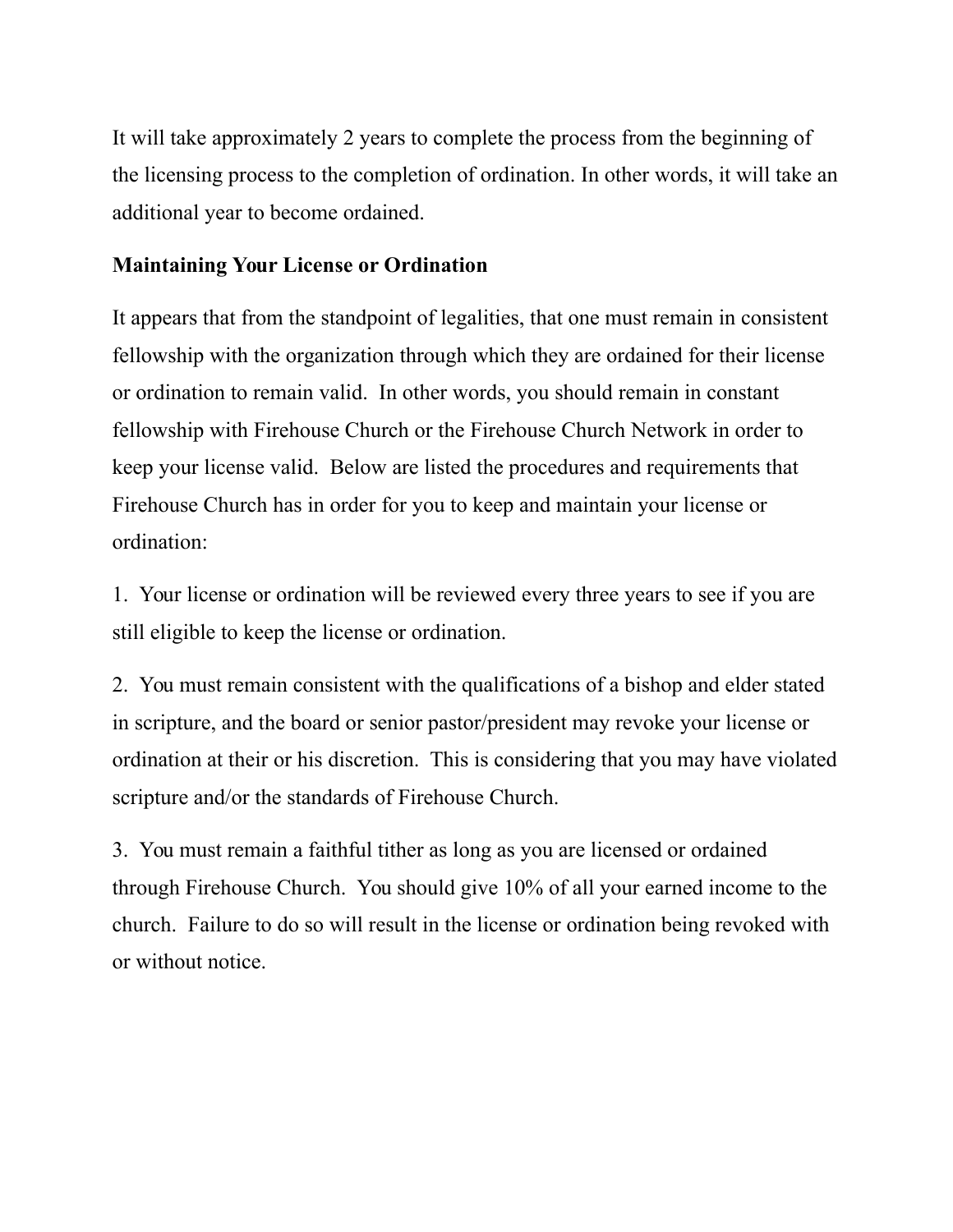It will take approximately 2 years to complete the process from the beginning of the licensing process to the completion of ordination. In other words, it will take an additional year to become ordained.

**Maintaining Your License or Ordination**

It appears that from the standpoint of legalities, that one must remain in consistent fellowship with the organization through which they are ordained for their license or ordination to remain valid. In other words, you should remain in constant fellowship with Firehouse Church or the Firehouse Church Network in order to keep your license valid. Below are listed the procedures and requirements that Firehouse Church has in order for you to keep and maintain your license or ordination:

1. Your license or ordination will be reviewed every three years to see if you are still eligible to keep the license or ordination.

2. You must remain consistent with the qualifications of a bishop and elder stated in scripture, and the board or senior pastor/president may revoke your license or ordination at their or his discretion. This is considering that you may have violated scripture and/or the standards of Firehouse Church.

3. You must remain a faithful tither as long as you are licensed or ordained through Firehouse Church. You should give 10% of all your earned income to the church. Failure to do so will result in the license or ordination being revoked with or without notice.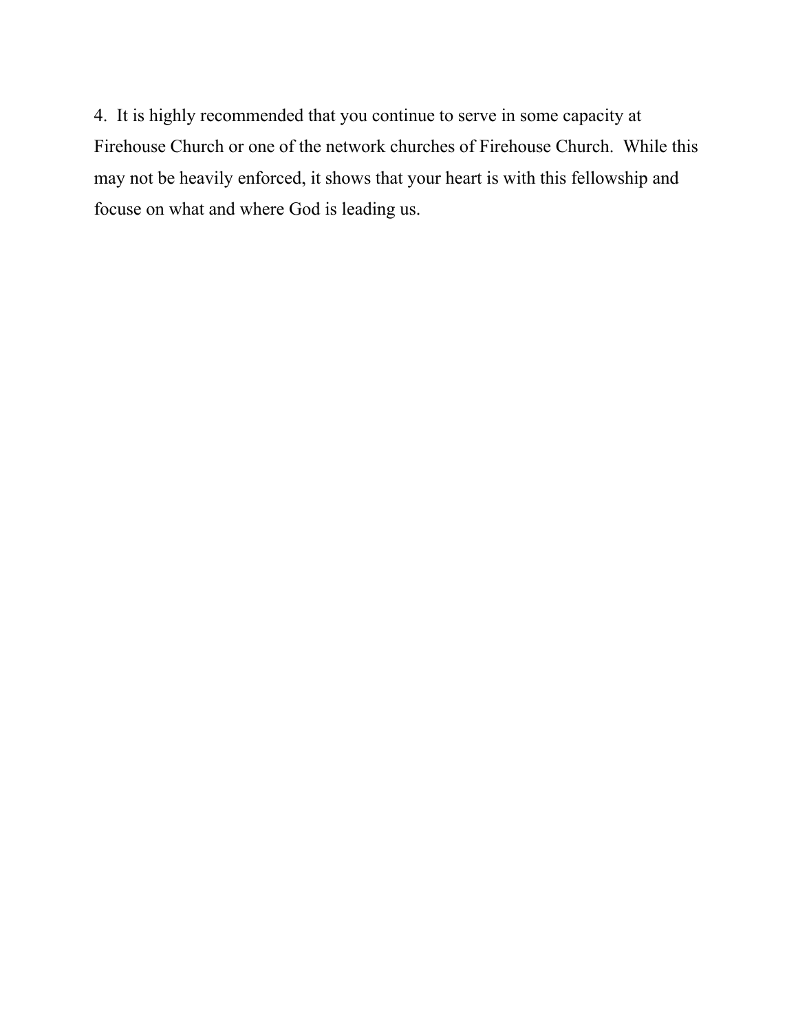4. It is highly recommended that you continue to serve in some capacity at Firehouse Church or one of the network churches of Firehouse Church. While this may not be heavily enforced, it shows that your heart is with this fellowship and focuse on what and where God is leading us.